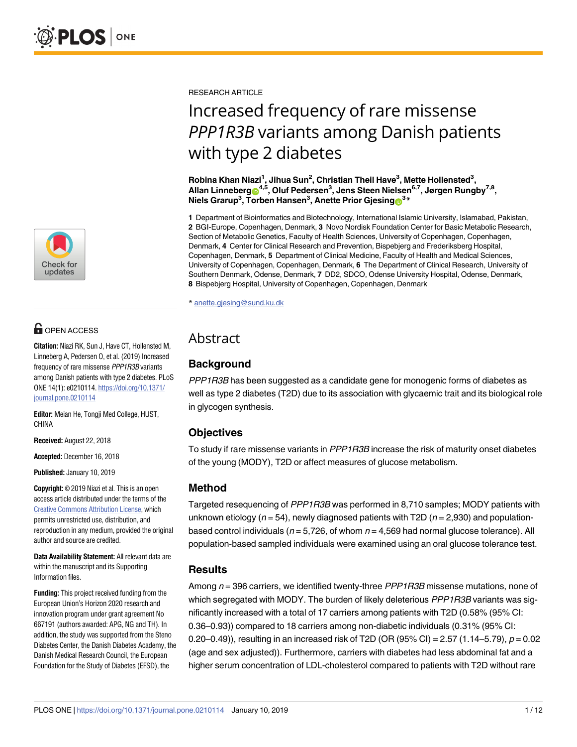RESEARCH ARTICLE

# Increased frequency of rare missense *PPP1R3B* variants among Danish patients with type 2 diabetes

**Robina Khan Niazi[1], Jihua Sun[2], Christian Theil Have[3], Mette Hollensted[3], Allan Linneberg[4,5], Oluf Pedersen[3], Jens Steen Nielsen[6,7], Jørgen Rungby[7,8], Niels Grarup[3], Torben Hansen[3], Anette Prior Gjesing[3]***

**1** Department of Bioinformatics and Biotechnology, International Islamic University, Islamabad, Pakistan, **2** BGI-Europe, Copenhagen, Denmark, **3** Novo Nordisk Foundation Center for Basic Metabolic Research, Section of Metabolic Genetics, Faculty of Health Sciences, University of Copenhagen, Copenhagen, Denmark, **4** Center for Clinical Research and Prevention, Bispebjerg and Frederiksberg Hospital, Copenhagen, Denmark, **5** Department of Clinical Medicine, Faculty of Health and Medical Sciences, University of Copenhagen, Copenhagen, Denmark, **6** The Department of Clinical Research, University of Southern Denmark, Odense, Denmark, **7** DD2, SDCO, Odense University Hospital, Odense, Denmark, **8** Bispebjerg Hospital, University of Copenhagen, Copenhagen, Denmark

* anette.gjesing@sund.ku.dk

OPEN ACCESS

**Citation:** Niazi RK, Sun J, Have CT, Hollensted M, Linneberg A, Pedersen O, et al. (2019) Increased frequency of rare missense *PPP1R3B* variants among Danish patients with type 2 diabetes. PLoS ONE 14(1): e0210114. https://doi.org/10.1371/journal.pone.0210114

**Editor:** Meian He, Tongji Med College, HUST, CHINA

**Received:** August 22, 2018

**Accepted:** December 16, 2018

**Published:** January 10, 2019

**Copyright:** © 2019 Niazi et al. This is an open access article distributed under the terms of the Creative Commons Attribution License, which permits unrestricted use, distribution, and reproduction in any medium, provided the original author and source are credited.

**Data Availability Statement:** All relevant data are within the manuscript and its Supporting Information files.

**Funding:** This project received funding from the European Union's Horizon 2020 research and innovation program under grant agreement No 667191 (authors awarded: APG, NG and TH). In addition, the study was supported from the Steno Diabetes Center, the Danish Diabetes Academy, the Danish Medical Research Council, the European Foundation for the Study of Diabetes (EFSD), the

## Abstract

### Background

*PPP1R3B* has been suggested as a candidate gene for monogenic forms of diabetes as well as type 2 diabetes (T2D) due to its association with glycaemic trait and its biological role in glycogen synthesis.

### Objectives

To study if rare missense variants in *PPP1R3B* increase the risk of maturity onset diabetes of the young (MODY), T2D or affect measures of glucose metabolism.

### Method

Targeted resequencing of *PPP1R3B* was performed in 8,710 samples; MODY patients with unknown etiology ($n = 54$), newly diagnosed patients with T2D ($n = 2{,}930$) and population-based control individuals ($n = 5{,}726$, of whom $n = 4{,}569$ had normal glucose tolerance). All population-based sampled individuals were examined using an oral glucose tolerance test.

### Results

Among $n = 396$ carriers, we identified twenty-three *PPP1R3B* missense mutations, none of which segregated with MODY. The burden of likely deleterious *PPP1R3B* variants was significantly increased with a total of 17 carriers among patients with T2D (0.58% (95% CI: 0.36–0.93)) compared to 18 carriers among non-diabetic individuals (0.31% (95% CI: 0.20–0.49)), resulting in an increased risk of T2D (OR (95% CI) = 2.57 (1.14–5.79), $p = 0.02$ (age and sex adjusted)). Furthermore, carriers with diabetes had less abdominal fat and a higher serum concentration of LDL-cholesterol compared to patients with T2D without rare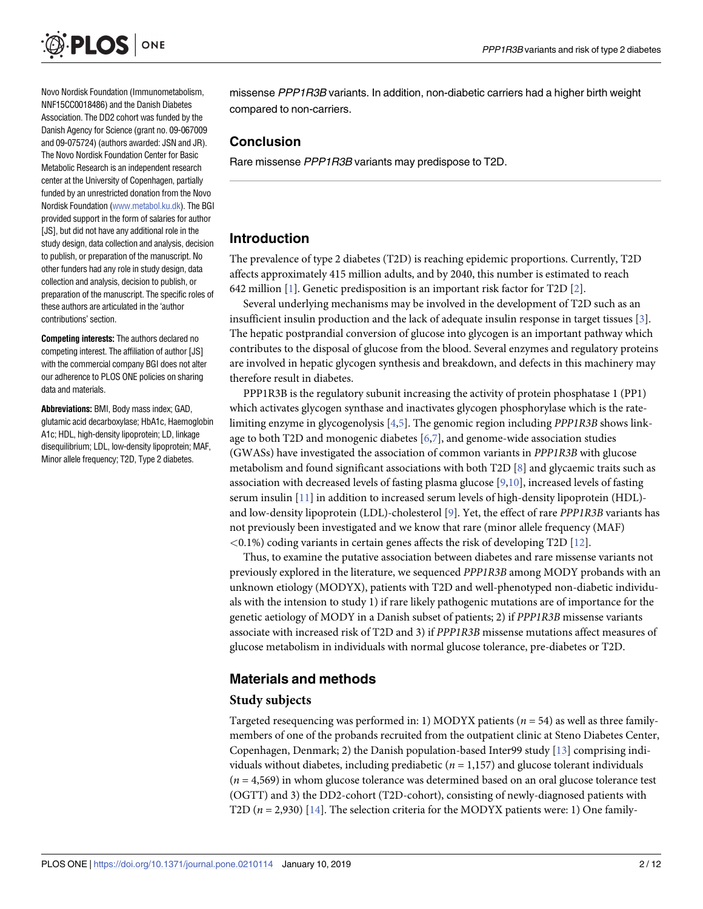Novo Nordisk Foundation (Immunometabolism, NNF15CC0018486) and the Danish Diabetes Association. The DD2 cohort was funded by the Danish Agency for Science (grant no. 09-067009 and 09-075724) (authors awarded: JSN and JR). The Novo Nordisk Foundation Center for Basic Metabolic Research is an independent research center at the University of Copenhagen, partially funded by an unrestricted donation from the Novo Nordisk Foundation (www.metabol.ku.dk). The BGI provided support in the form of salaries for author [JS], but did not have any additional role in the study design, data collection and analysis, decision to publish, or preparation of the manuscript. No other funders had any role in study design, data collection and analysis, decision to publish, or preparation of the manuscript. The specific roles of these authors are articulated in the 'author contributions' section.

**Competing interests:** The authors declared no competing interest. The affiliation of author [JS] with the commercial company BGI does not alter our adherence to PLOS ONE policies on sharing data and materials.

**Abbreviations:** BMI, Body mass index; GAD, glutamic acid decarboxylase; HbA1c, Haemoglobin A1c; HDL, high-density lipoprotein; LD, linkage disequilibrium; LDL, low-density lipoprotein; MAF, Minor allele frequency; T2D, Type 2 diabetes.

missense *PPP1R3B* variants. In addition, non-diabetic carriers had a higher birth weight compared to non-carriers.

## Conclusion

Rare missense *PPP1R3B* variants may predispose to T2D.

## Introduction

The prevalence of type 2 diabetes (T2D) is reaching epidemic proportions. Currently, T2D affects approximately 415 million adults, and by 2040, this number is estimated to reach 642 million [1]. Genetic predisposition is an important risk factor for T2D [2].

Several underlying mechanisms may be involved in the development of T2D such as an insufficient insulin production and the lack of adequate insulin response in target tissues [3]. The hepatic postprandial conversion of glucose into glycogen is an important pathway which contributes to the disposal of glucose from the blood. Several enzymes and regulatory proteins are involved in hepatic glycogen synthesis and breakdown, and defects in this machinery may therefore result in diabetes.

PPP1R3B is the regulatory subunit increasing the activity of protein phosphatase 1 (PP1) which activates glycogen synthase and inactivates glycogen phosphorylase which is the rate-limiting enzyme in glycogenolysis [4,5]. The genomic region including *PPP1R3B* shows linkage to both T2D and monogenic diabetes [6,7], and genome-wide association studies (GWASs) have investigated the association of common variants in *PPP1R3B* with glucose metabolism and found significant associations with both T2D [8] and glycaemic traits such as association with decreased levels of fasting plasma glucose [9,10], increased levels of fasting serum insulin [11] in addition to increased serum levels of high-density lipoprotein (HDL)- and low-density lipoprotein (LDL)-cholesterol [9]. Yet, the effect of rare *PPP1R3B* variants has not previously been investigated and we know that rare (minor allele frequency (MAF) <0.1%) coding variants in certain genes affects the risk of developing T2D [12].

Thus, to examine the putative association between diabetes and rare missense variants not previously explored in the literature, we sequenced *PPP1R3B* among MODY probands with an unknown etiology (MODYX), patients with T2D and well-phenotyped non-diabetic individuals with the intension to study 1) if rare likely pathogenic mutations are of importance for the genetic aetiology of MODY in a Danish subset of patients; 2) if *PPP1R3B* missense variants associate with increased risk of T2D and 3) if *PPP1R3B* missense mutations affect measures of glucose metabolism in individuals with normal glucose tolerance, pre-diabetes or T2D.

## Materials and methods

### Study subjects

Targeted resequencing was performed in: 1) MODYX patients ($n = 54$) as well as three family-members of one of the probands recruited from the outpatient clinic at Steno Diabetes Center, Copenhagen, Denmark; 2) the Danish population-based Inter99 study [13] comprising individuals without diabetes, including prediabetic ($n = 1,157$) and glucose tolerant individuals ($n = 4,569$) in whom glucose tolerance was determined based on an oral glucose tolerance test (OGTT) and 3) the DD2-cohort (T2D-cohort), consisting of newly-diagnosed patients with T2D ($n = 2,930$) [14]. The selection criteria for the MODYX patients were: 1) One family-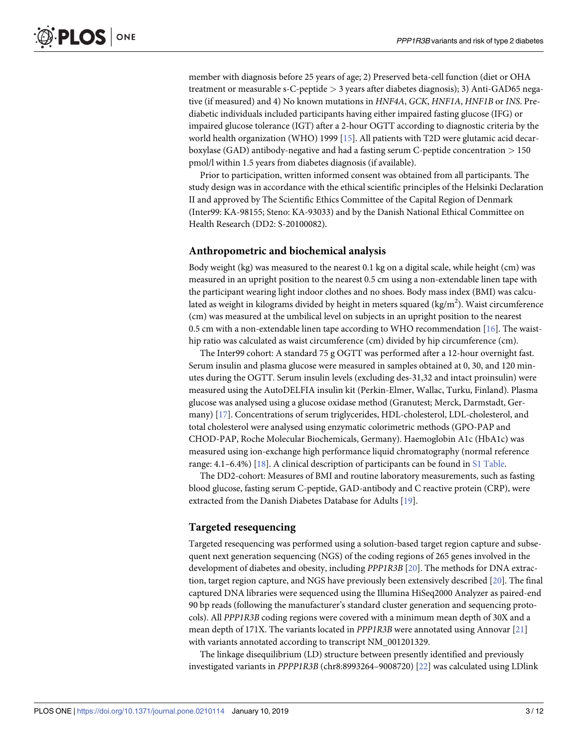member with diagnosis before 25 years of age; 2) Preserved beta-cell function (diet or OHA treatment or measurable s-C-peptide > 3 years after diabetes diagnosis); 3) Anti-GAD65 negative (if measured) and 4) No known mutations in *HNF4A*, *GCK*, *HNF1A*, *HNF1B* or *INS*. Prediabetic individuals included participants having either impaired fasting glucose (IFG) or impaired glucose tolerance (IGT) after a 2-hour OGTT according to diagnostic criteria by the world health organization (WHO) 1999 [15]. All patients with T2D were glutamic acid decarboxylase (GAD) antibody-negative and had a fasting serum C-peptide concentration > 150 pmol/l within 1.5 years from diabetes diagnosis (if available).

Prior to participation, written informed consent was obtained from all participants. The study design was in accordance with the ethical scientific principles of the Helsinki Declaration II and approved by The Scientific Ethics Committee of the Capital Region of Denmark (Inter99: KA-98155; Steno: KA-93033) and by the Danish National Ethical Committee on Health Research (DD2: S-20100082).

## Anthropometric and biochemical analysis

Body weight (kg) was measured to the nearest 0.1 kg on a digital scale, while height (cm) was measured in an upright position to the nearest 0.5 cm using a non-extendable linen tape with the participant wearing light indoor clothes and no shoes. Body mass index (BMI) was calculated as weight in kilograms divided by height in meters squared (kg/m$^2$). Waist circumference (cm) was measured at the umbilical level on subjects in an upright position to the nearest 0.5 cm with a non-extendable linen tape according to WHO recommendation [16]. The waist-hip ratio was calculated as waist circumference (cm) divided by hip circumference (cm).

The Inter99 cohort: A standard 75 g OGTT was performed after a 12-hour overnight fast. Serum insulin and plasma glucose were measured in samples obtained at 0, 30, and 120 minutes during the OGTT. Serum insulin levels (excluding des-31,32 and intact proinsulin) were measured using the AutoDELFIA insulin kit (Perkin-Elmer, Wallac, Turku, Finland). Plasma glucose was analysed using a glucose oxidase method (Granutest; Merck, Darmstadt, Germany) [17]. Concentrations of serum triglycerides, HDL-cholesterol, LDL-cholesterol, and total cholesterol were analysed using enzymatic colorimetric methods (GPO-PAP and CHOD-PAP, Roche Molecular Biochemicals, Germany). Haemoglobin A1c (HbA1c) was measured using ion-exchange high performance liquid chromatography (normal reference range: 4.1–6.4%) [18]. A clinical description of participants can be found in S1 Table.

The DD2-cohort: Measures of BMI and routine laboratory measurements, such as fasting blood glucose, fasting serum C-peptide, GAD-antibody and C reactive protein (CRP), were extracted from the Danish Diabetes Database for Adults [19].

## Targeted resequencing

Targeted resequencing was performed using a solution-based target region capture and subsequent next generation sequencing (NGS) of the coding regions of 265 genes involved in the development of diabetes and obesity, including *PPP1R3B* [20]. The methods for DNA extraction, target region capture, and NGS have previously been extensively described [20]. The final captured DNA libraries were sequenced using the Illumina HiSeq2000 Analyzer as paired-end 90 bp reads (following the manufacturer's standard cluster generation and sequencing protocols). All *PPP1R3B* coding regions were covered with a minimum mean depth of 30X and a mean depth of 171X. The variants located in *PPP1R3B* were annotated using Annovar [21] with variants annotated according to transcript NM_001201329.

The linkage disequilibrium (LD) structure between presently identified and previously investigated variants in *PPPP1R3B* (chr8:8993264–9008720) [22] was calculated using LDlink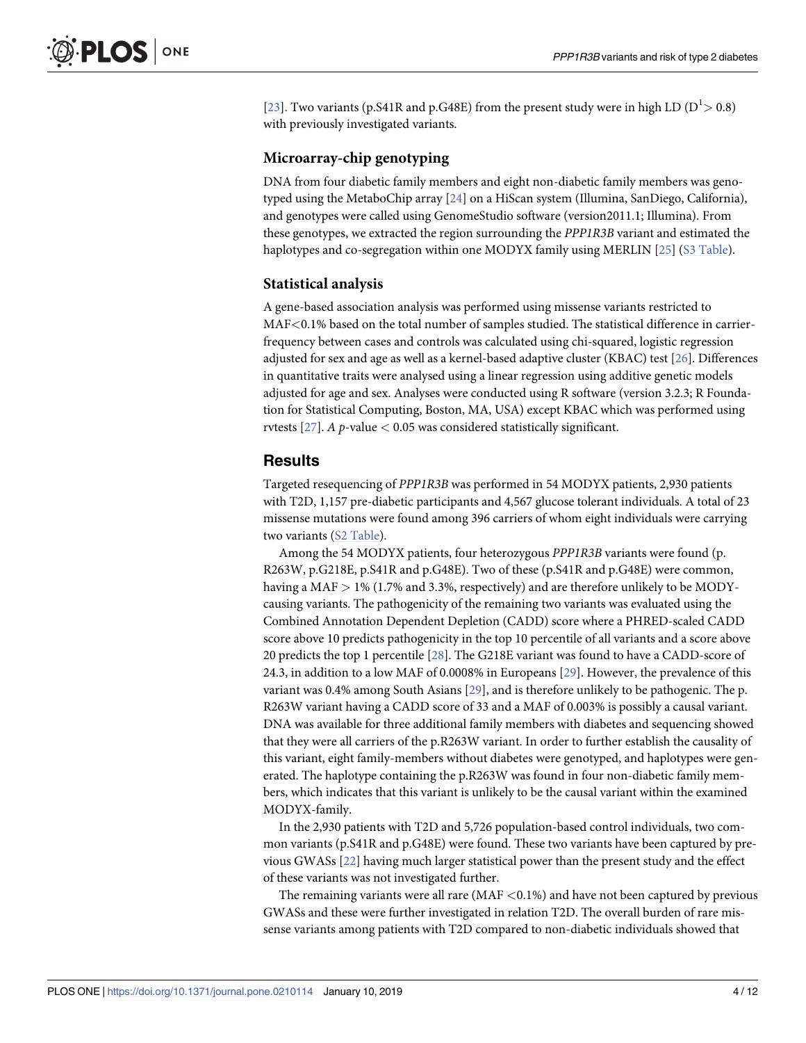[23]. Two variants (p.S41R and p.G48E) from the present study were in high LD ($D^1 > 0.8$) with previously investigated variants.

### Microarray-chip genotyping

DNA from four diabetic family members and eight non-diabetic family members was genotyped using the MetaboChip array [24] on a HiScan system (Illumina, SanDiego, California), and genotypes were called using GenomeStudio software (version2011.1; Illumina). From these genotypes, we extracted the region surrounding the *PPP1R3B* variant and estimated the haplotypes and co-segregation within one MODYX family using MERLIN [25] (S3 Table).

### Statistical analysis

A gene-based association analysis was performed using missense variants restricted to MAF<0.1% based on the total number of samples studied. The statistical difference in carrier-frequency between cases and controls was calculated using chi-squared, logistic regression adjusted for sex and age as well as a kernel-based adaptive cluster (KBAC) test [26]. Differences in quantitative traits were analysed using a linear regression using additive genetic models adjusted for age and sex. Analyses were conducted using R software (version 3.2.3; R Foundation for Statistical Computing, Boston, MA, USA) except KBAC which was performed using rvtests [27]. *A p*-value $< 0.05$ was considered statistically significant.

## Results

Targeted resequencing of *PPP1R3B* was performed in 54 MODYX patients, 2,930 patients with T2D, 1,157 pre-diabetic participants and 4,567 glucose tolerant individuals. A total of 23 missense mutations were found among 396 carriers of whom eight individuals were carrying two variants (S2 Table).

Among the 54 MODYX patients, four heterozygous *PPP1R3B* variants were found (p. R263W, p.G218E, p.S41R and p.G48E). Two of these (p.S41R and p.G48E) were common, having a MAF > 1% (1.7% and 3.3%, respectively) and are therefore unlikely to be MODY-causing variants. The pathogenicity of the remaining two variants was evaluated using the Combined Annotation Dependent Depletion (CADD) score where a PHRED-scaled CADD score above 10 predicts pathogenicity in the top 10 percentile of all variants and a score above 20 predicts the top 1 percentile [28]. The G218E variant was found to have a CADD-score of 24.3, in addition to a low MAF of 0.0008% in Europeans [29]. However, the prevalence of this variant was 0.4% among South Asians [29], and is therefore unlikely to be pathogenic. The p. R263W variant having a CADD score of 33 and a MAF of 0.003% is possibly a causal variant. DNA was available for three additional family members with diabetes and sequencing showed that they were all carriers of the p.R263W variant. In order to further establish the causality of this variant, eight family-members without diabetes were genotyped, and haplotypes were generated. The haplotype containing the p.R263W was found in four non-diabetic family members, which indicates that this variant is unlikely to be the causal variant within the examined MODYX-family.

In the 2,930 patients with T2D and 5,726 population-based control individuals, two common variants (p.S41R and p.G48E) were found. These two variants have been captured by previous GWASs [22] having much larger statistical power than the present study and the effect of these variants was not investigated further.

The remaining variants were all rare (MAF <0.1%) and have not been captured by previous GWASs and these were further investigated in relation T2D. The overall burden of rare missense variants among patients with T2D compared to non-diabetic individuals showed that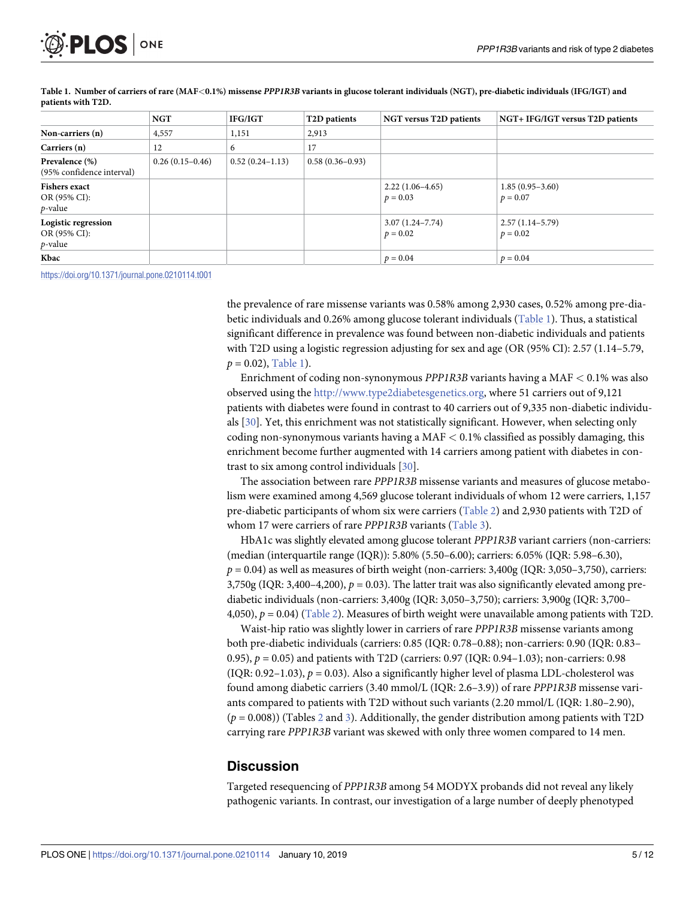**Table 1. Number of carriers of rare (MAF<0.1%) missense *PPP1R3B* variants in glucose tolerant individuals (NGT), pre-diabetic individuals (IFG/IGT) and patients with T2D.**

| | NGT | IFG/IGT | T2D patients | NGT versus T2D patients | NGT+ IFG/IGT versus T2D patients |
|---|---|---|---|---|---|
| **Non-carriers (n)** | 4,557 | 1,151 | 2,913 | | |
| **Carriers (n)** | 12 | 6 | 17 | | |
| **Prevalence (%)** (95% confidence interval) | 0.26 (0.15–0.46) | 0.52 (0.24–1.13) | 0.58 (0.36–0.93) | | |
| **Fishers exact** OR (95% CI): *p*-value | | | | 2.22 (1.06–4.65) $p = 0.03$ | 1.85 (0.95–3.60) $p = 0.07$ |
| **Logistic regression** OR (95% CI): *p*-value | | | | 3.07 (1.24–7.74) $p = 0.02$ | 2.57 (1.14–5.79) $p = 0.02$ |
| **Kbac** | | | | $p = 0.04$ | $p = 0.04$ |

https://doi.org/10.1371/journal.pone.0210114.t001

the prevalence of rare missense variants was 0.58% among 2,930 cases, 0.52% among pre-diabetic individuals and 0.26% among glucose tolerant individuals (Table 1). Thus, a statistical significant difference in prevalence was found between non-diabetic individuals and patients with T2D using a logistic regression adjusting for sex and age (OR (95% CI): 2.57 (1.14–5.79), $p = 0.02$), Table 1).

Enrichment of coding non-synonymous *PPP1R3B* variants having a MAF < 0.1% was also observed using the http://www.type2diabetesgenetics.org, where 51 carriers out of 9,121 patients with diabetes were found in contrast to 40 carriers out of 9,335 non-diabetic individuals [30]. Yet, this enrichment was not statistically significant. However, when selecting only coding non-synonymous variants having a MAF < 0.1% classified as possibly damaging, this enrichment become further augmented with 14 carriers among patient with diabetes in contrast to six among control individuals [30].

The association between rare *PPP1R3B* missense variants and measures of glucose metabolism were examined among 4,569 glucose tolerant individuals of whom 12 were carriers, 1,157 pre-diabetic participants of whom six were carriers (Table 2) and 2,930 patients with T2D of whom 17 were carriers of rare *PPP1R3B* variants (Table 3).

HbA1c was slightly elevated among glucose tolerant *PPP1R3B* variant carriers (non-carriers: (median (interquartile range (IQR)): 5.80% (5.50–6.00); carriers: 6.05% (IQR: 5.98–6.30), $p = 0.04$) as well as measures of birth weight (non-carriers: 3,400g (IQR: 3,050–3,750), carriers: 3,750g (IQR: 3,400–4,200), $p = 0.03$). The latter trait was also significantly elevated among pre-diabetic individuals (non-carriers: 3,400g (IQR: 3,050–3,750); carriers: 3,900g (IQR: 3,700–4,050), $p = 0.04$) (Table 2). Measures of birth weight were unavailable among patients with T2D.

Waist-hip ratio was slightly lower in carriers of rare *PPP1R3B* missense variants among both pre-diabetic individuals (carriers: 0.85 (IQR: 0.78–0.88); non-carriers: 0.90 (IQR: 0.83–0.95), $p = 0.05$) and patients with T2D (carriers: 0.97 (IQR: 0.94–1.03); non-carriers: 0.98 (IQR: 0.92–1.03), $p = 0.03$). Also a significantly higher level of plasma LDL-cholesterol was found among diabetic carriers (3.40 mmol/L (IQR: 2.6–3.9)) of rare *PPP1R3B* missense variants compared to patients with T2D without such variants (2.20 mmol/L (IQR: 1.80–2.90), ($p = 0.008$)) (Tables 2 and 3). Additionally, the gender distribution among patients with T2D carrying rare *PPP1R3B* variant was skewed with only three women compared to 14 men.

## Discussion

Targeted resequencing of *PPP1R3B* among 54 MODYX probands did not reveal any likely pathogenic variants. In contrast, our investigation of a large number of deeply phenotyped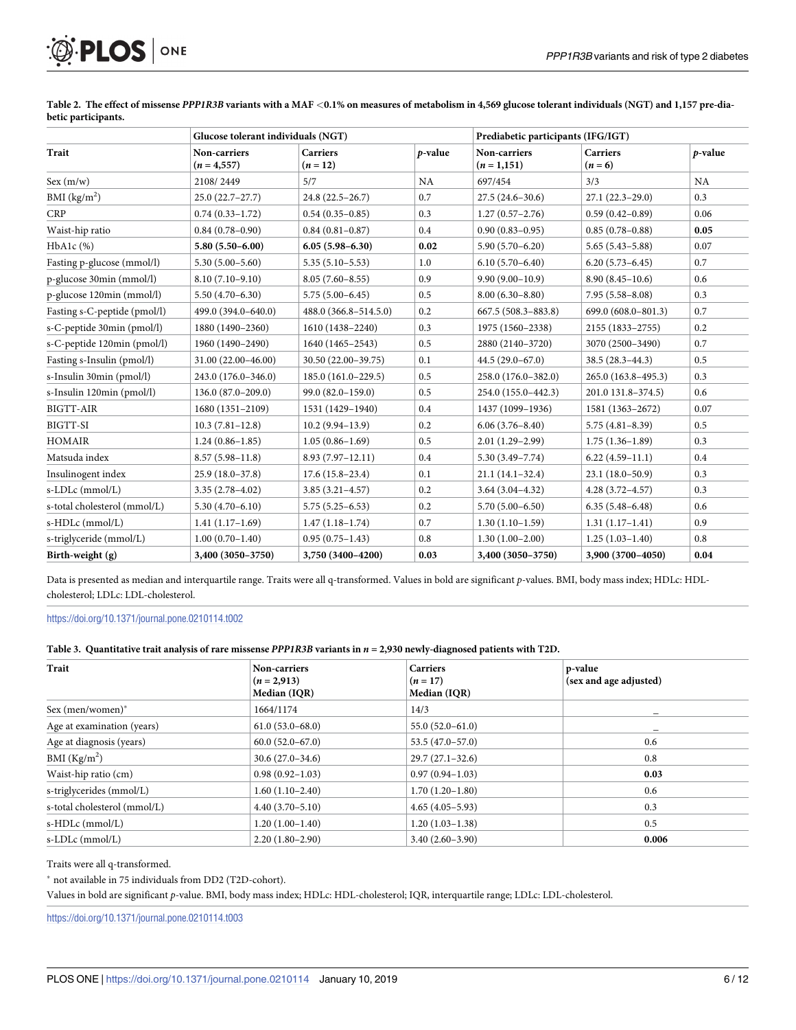**Table 2. The effect of missense *PPP1R3B* variants with a MAF <0.1% on measures of metabolism in 4,569 glucose tolerant individuals (NGT) and 1,157 pre-diabetic participants.**

| Trait | Glucose tolerant individuals (NGT) | | | Prediabetic participants (IFG/IGT) | | |
|---|---|---|---|---|---|---|
| | Non-carriers ($n$ = 4,557) | Carriers ($n$ = 12) | $p$-value | Non-carriers ($n$ = 1,151) | Carriers ($n$ = 6) | $p$-value |
| Sex (m/w) | 2108/ 2449 | 5/7 | NA | 697/454 | 3/3 | NA |
| BMI (kg/m$^2$) | 25.0 (22.7–27.7) | 24.8 (22.5–26.7) | 0.7 | 27.5 (24.6–30.6) | 27.1 (22.3–29.0) | 0.3 |
| CRP | 0.74 (0.33–1.72) | 0.54 (0.35–0.85) | 0.3 | 1.27 (0.57–2.76) | 0.59 (0.42–0.89) | 0.06 |
| Waist-hip ratio | 0.84 (0.78–0.90) | 0.84 (0.81–0.87) | 0.4 | 0.90 (0.83–0.95) | 0.85 (0.78–0.88) | **0.05** |
| HbA1c (%) | **5.80 (5.50–6.00)** | **6.05 (5.98–6.30)** | **0.02** | 5.90 (5.70–6.20) | 5.65 (5.43–5.88) | 0.07 |
| Fasting p-glucose (mmol/l) | 5.30 (5.00–5.60) | 5.35 (5.10–5.53) | 1.0 | 6.10 (5.70–6.40) | 6.20 (5.73–6.45) | 0.7 |
| p-glucose 30min (mmol/l) | 8.10 (7.10–9.10) | 8.05 (7.60–8.55) | 0.9 | 9.90 (9.00–10.9) | 8.90 (8.45–10.6) | 0.6 |
| p-glucose 120min (mmol/l) | 5.50 (4.70–6.30) | 5.75 (5.00–6.45) | 0.5 | 8.00 (6.30–8.80) | 7.95 (5.58–8.08) | 0.3 |
| Fasting s-C-peptide (pmol/l) | 499.0 (394.0–640.0) | 488.0 (366.8–514.5.0) | 0.2 | 667.5 (508.3–883.8) | 699.0 (608.0–801.3) | 0.7 |
| s-C-peptide 30min (pmol/l) | 1880 (1490–2360) | 1610 (1438–2240) | 0.3 | 1975 (1560–2338) | 2155 (1833–2755) | 0.2 |
| s-C-peptide 120min (pmol/l) | 1960 (1490–2490) | 1640 (1465–2543) | 0.5 | 2880 (2140–3720) | 3070 (2500–3490) | 0.7 |
| Fasting s-Insulin (pmol/l) | 31.00 (22.00–46.00) | 30.50 (22.00–39.75) | 0.1 | 44.5 (29.0–67.0) | 38.5 (28.3–44.3) | 0.5 |
| s-Insulin 30min (pmol/l) | 243.0 (176.0–346.0) | 185.0 (161.0–229.5) | 0.5 | 258.0 (176.0–382.0) | 265.0 (163.8–495.3) | 0.3 |
| s-Insulin 120min (pmol/l) | 136.0 (87.0–209.0) | 99.0 (82.0–159.0) | 0.5 | 254.0 (155.0–442.3) | 201.0 131.8–374.5) | 0.6 |
| BIGTT-AIR | 1680 (1351–2109) | 1531 (1429–1940) | 0.4 | 1437 (1099–1936) | 1581 (1363–2672) | 0.07 |
| BIGTT-SI | 10.3 (7.81–12.8) | 10.2 (9.94–13.9) | 0.2 | 6.06 (3.76–8.40) | 5.75 (4.81–8.39) | 0.5 |
| HOMAIR | 1.24 (0.86–1.85) | 1.05 (0.86–1.69) | 0.5 | 2.01 (1.29–2.99) | 1.75 (1.36–1.89) | 0.3 |
| Matsuda index | 8.57 (5.98–11.8) | 8.93 (7.97–12.11) | 0.4 | 5.30 (3.49–7.74) | 6.22 (4.59–11.1) | 0.4 |
| Insulinogent index | 25.9 (18.0–37.8) | 17.6 (15.8–23.4) | 0.1 | 21.1 (14.1–32.4) | 23.1 (18.0–50.9) | 0.3 |
| s-LDLc (mmol/L) | 3.35 (2.78–4.02) | 3.85 (3.21–4.57) | 0.2 | 3.64 (3.04–4.32) | 4.28 (3.72–4.57) | 0.3 |
| s-total cholesterol (mmol/L) | 5.30 (4.70–6.10) | 5.75 (5.25–6.53) | 0.2 | 5.70 (5.00–6.50) | 6.35 (5.48–6.48) | 0.6 |
| s-HDLc (mmol/L) | 1.41 (1.17–1.69) | 1.47 (1.18–1.74) | 0.7 | 1.30 (1.10–1.59) | 1.31 (1.17–1.41) | 0.9 |
| s-triglyceride (mmol/L) | 1.00 (0.70–1.40) | 0.95 (0.75–1.43) | 0.8 | 1.30 (1.00–2.00) | 1.25 (1.03–1.40) | 0.8 |
| **Birth-weight (g)** | **3,400 (3050–3750)** | **3,750 (3400–4200)** | **0.03** | **3,400 (3050–3750)** | **3,900 (3700–4050)** | **0.04** |

Data is presented as median and interquartile range. Traits were all q-transformed. Values in bold are significant $p$-values. BMI, body mass index; HDLc: HDL-cholesterol; LDLc: LDL-cholesterol.

https://doi.org/10.1371/journal.pone.0210114.t002

**Table 3. Quantitative trait analysis of rare missense *PPP1R3B* variants in $n$ = 2,930 newly-diagnosed patients with T2D.**

| Trait | Non-carriers ($n$ = 2,913) Median (IQR) | Carriers ($n$ = 17) Median (IQR) | p-value (sex and age adjusted) |
|---|---|---|---|
| Sex (men/women)* | 1664/1174 | 14/3 | – |
| Age at examination (years) | 61.0 (53.0–68.0) | 55.0 (52.0–61.0) | – |
| Age at diagnosis (years) | 60.0 (52.0–67.0) | 53.5 (47.0–57.0) | 0.6 |
| BMI (Kg/m$^2$) | 30.6 (27.0–34.6) | 29.7 (27.1–32.6) | 0.8 |
| Waist-hip ratio (cm) | 0.98 (0.92–1.03) | 0.97 (0.94–1.03) | **0.03** |
| s-triglycerides (mmol/L) | 1.60 (1.10–2.40) | 1.70 (1.20–1.80) | 0.6 |
| s-total cholesterol (mmol/L) | 4.40 (3.70–5.10) | 4.65 (4.05–5.93) | 0.3 |
| s-HDLc (mmol/L) | 1.20 (1.00–1.40) | 1.20 (1.03–1.38) | 0.5 |
| s-LDLc (mmol/L) | 2.20 (1.80–2.90) | 3.40 (2.60–3.90) | **0.006** |

Traits were all q-transformed.

* not available in 75 individuals from DD2 (T2D-cohort).

Values in bold are significant p-value. BMI, body mass index; HDLc: HDL-cholesterol; IQR, interquartile range; LDLc: LDL-cholesterol.

https://doi.org/10.1371/journal.pone.0210114.t003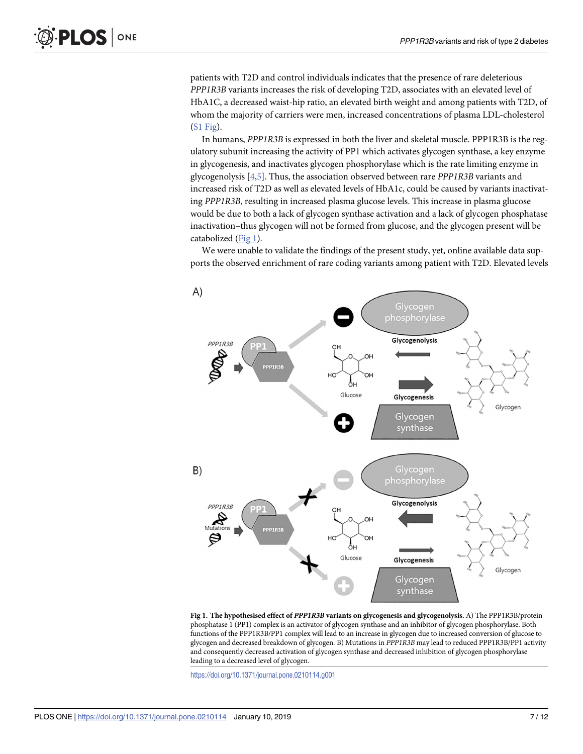patients with T2D and control individuals indicates that the presence of rare deleterious *PPP1R3B* variants increases the risk of developing T2D, associates with an elevated level of HbA1C, a decreased waist-hip ratio, an elevated birth weight and among patients with T2D, of whom the majority of carriers were men, increased concentrations of plasma LDL-cholesterol (S1 Fig).

In humans, *PPP1R3B* is expressed in both the liver and skeletal muscle. PPP1R3B is the regulatory subunit increasing the activity of PP1 which activates glycogen synthase, a key enzyme in glycogenesis, and inactivates glycogen phosphorylase which is the rate limiting enzyme in glycogenolysis [4,5]. Thus, the association observed between rare *PPP1R3B* variants and increased risk of T2D as well as elevated levels of HbA1c, could be caused by variants inactivating *PPP1R3B*, resulting in increased plasma glucose levels. This increase in plasma glucose would be due to both a lack of glycogen synthase activation and a lack of glycogen phosphatase inactivation–thus glycogen will not be formed from glucose, and the glycogen present will be catabolized (Fig 1).

We were unable to validate the findings of the present study, yet, online available data supports the observed enrichment of rare coding variants among patient with T2D. Elevated levels

**Fig 1. The hypothesised effect of *PPP1R3B* variants on glycogenesis and glycogenolysis.** A) The PPP1R3B/protein phosphatase 1 (PP1) complex is an activator of glycogen synthase and an inhibitor of glycogen phosphorylase. Both functions of the PPP1R3B/PP1 complex will lead to an increase in glycogen due to increased conversion of glucose to glycogen and decreased breakdown of glycogen. B) Mutations in *PPP1R3B* may lead to reduced PPP1R3B/PP1 activity and consequently decreased activation of glycogen synthase and decreased inhibition of glycogen phosphorylase leading to a decreased level of glycogen.

https://doi.org/10.1371/journal.pone.0210114.g001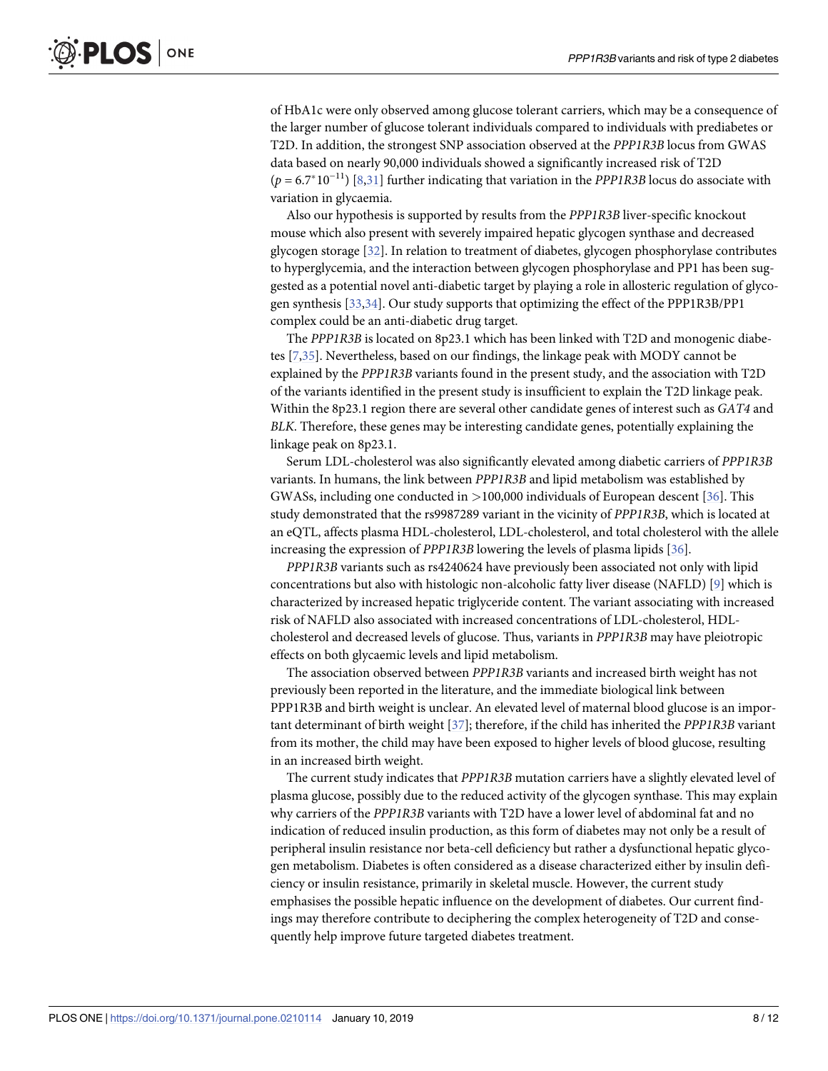of HbA1c were only observed among glucose tolerant carriers, which may be a consequence of the larger number of glucose tolerant individuals compared to individuals with prediabetes or T2D. In addition, the strongest SNP association observed at the *PPP1R3B* locus from GWAS data based on nearly 90,000 individuals showed a significantly increased risk of T2D ($p = 6.7^{*}10^{-11}$) [8,31] further indicating that variation in the *PPP1R3B* locus do associate with variation in glycaemia.

Also our hypothesis is supported by results from the *PPP1R3B* liver-specific knockout mouse which also present with severely impaired hepatic glycogen synthase and decreased glycogen storage [32]. In relation to treatment of diabetes, glycogen phosphorylase contributes to hyperglycemia, and the interaction between glycogen phosphorylase and PP1 has been suggested as a potential novel anti-diabetic target by playing a role in allosteric regulation of glycogen synthesis [33,34]. Our study supports that optimizing the effect of the PPP1R3B/PP1 complex could be an anti-diabetic drug target.

The *PPP1R3B* is located on 8p23.1 which has been linked with T2D and monogenic diabetes [7,35]. Nevertheless, based on our findings, the linkage peak with MODY cannot be explained by the *PPP1R3B* variants found in the present study, and the association with T2D of the variants identified in the present study is insufficient to explain the T2D linkage peak. Within the 8p23.1 region there are several other candidate genes of interest such as *GAT4* and *BLK*. Therefore, these genes may be interesting candidate genes, potentially explaining the linkage peak on 8p23.1.

Serum LDL-cholesterol was also significantly elevated among diabetic carriers of *PPP1R3B* variants. In humans, the link between *PPP1R3B* and lipid metabolism was established by GWASs, including one conducted in >100,000 individuals of European descent [36]. This study demonstrated that the rs9987289 variant in the vicinity of *PPP1R3B*, which is located at an eQTL, affects plasma HDL-cholesterol, LDL-cholesterol, and total cholesterol with the allele increasing the expression of *PPP1R3B* lowering the levels of plasma lipids [36].

*PPP1R3B* variants such as rs4240624 have previously been associated not only with lipid concentrations but also with histologic non-alcoholic fatty liver disease (NAFLD) [9] which is characterized by increased hepatic triglyceride content. The variant associating with increased risk of NAFLD also associated with increased concentrations of LDL-cholesterol, HDL-cholesterol and decreased levels of glucose. Thus, variants in *PPP1R3B* may have pleiotropic effects on both glycaemic levels and lipid metabolism.

The association observed between *PPP1R3B* variants and increased birth weight has not previously been reported in the literature, and the immediate biological link between PPP1R3B and birth weight is unclear. An elevated level of maternal blood glucose is an important determinant of birth weight [37]; therefore, if the child has inherited the *PPP1R3B* variant from its mother, the child may have been exposed to higher levels of blood glucose, resulting in an increased birth weight.

The current study indicates that *PPP1R3B* mutation carriers have a slightly elevated level of plasma glucose, possibly due to the reduced activity of the glycogen synthase. This may explain why carriers of the *PPP1R3B* variants with T2D have a lower level of abdominal fat and no indication of reduced insulin production, as this form of diabetes may not only be a result of peripheral insulin resistance nor beta-cell deficiency but rather a dysfunctional hepatic glycogen metabolism. Diabetes is often considered as a disease characterized either by insulin deficiency or insulin resistance, primarily in skeletal muscle. However, the current study emphasises the possible hepatic influence on the development of diabetes. Our current findings may therefore contribute to deciphering the complex heterogeneity of T2D and consequently help improve future targeted diabetes treatment.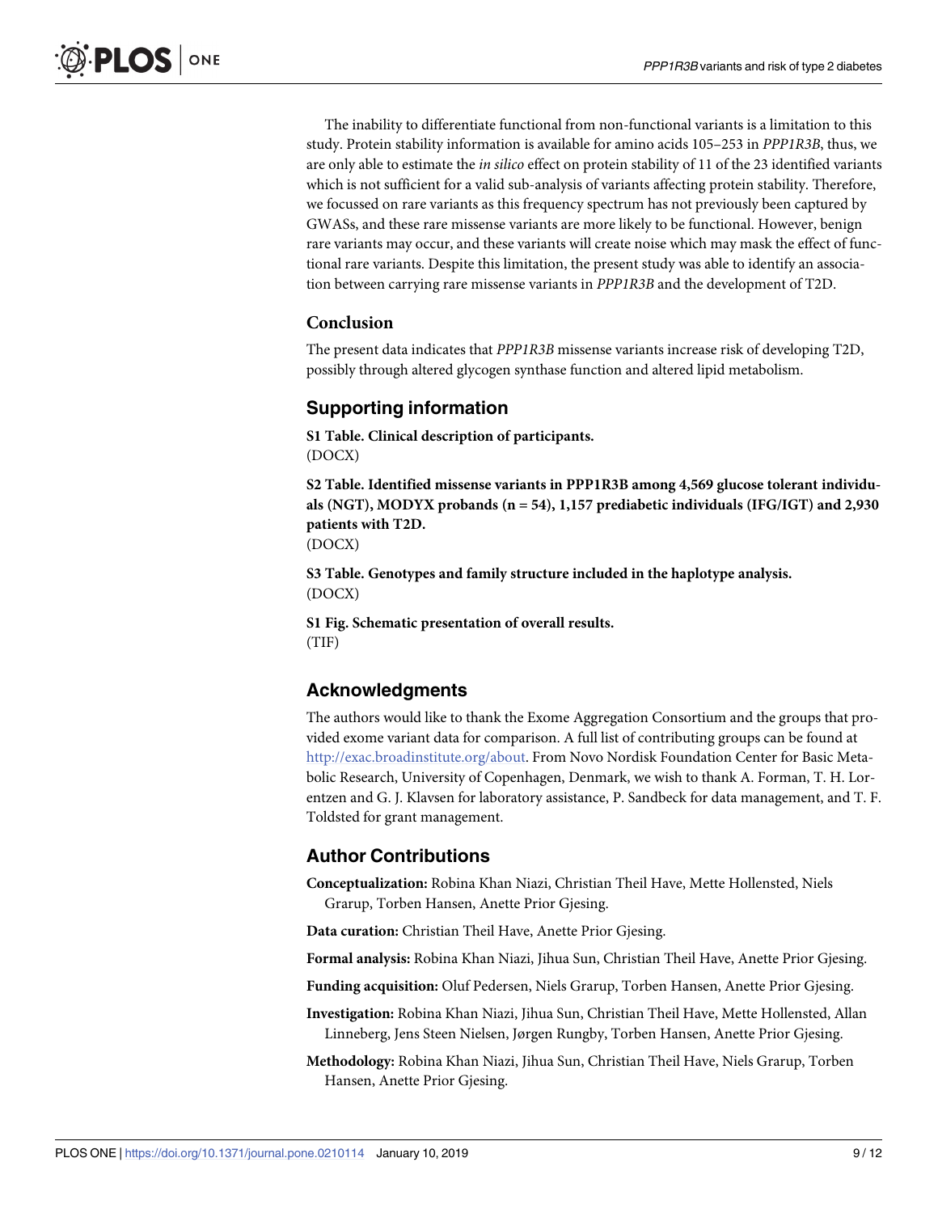The inability to differentiate functional from non-functional variants is a limitation to this study. Protein stability information is available for amino acids 105–253 in *PPP1R3B*, thus, we are only able to estimate the *in silico* effect on protein stability of 11 of the 23 identified variants which is not sufficient for a valid sub-analysis of variants affecting protein stability. Therefore, we focussed on rare variants as this frequency spectrum has not previously been captured by GWASs, and these rare missense variants are more likely to be functional. However, benign rare variants may occur, and these variants will create noise which may mask the effect of functional rare variants. Despite this limitation, the present study was able to identify an association between carrying rare missense variants in *PPP1R3B* and the development of T2D.

### Conclusion

The present data indicates that *PPP1R3B* missense variants increase risk of developing T2D, possibly through altered glycogen synthase function and altered lipid metabolism.

## Supporting information

**S1 Table. Clinical description of participants.**
(DOCX)

**S2 Table. Identified missense variants in PPP1R3B among 4,569 glucose tolerant individuals (NGT), MODYX probands (n = 54), 1,157 prediabetic individuals (IFG/IGT) and 2,930 patients with T2D.**
(DOCX)

**S3 Table. Genotypes and family structure included in the haplotype analysis.**
(DOCX)

**S1 Fig. Schematic presentation of overall results.**
(TIF)

## Acknowledgments

The authors would like to thank the Exome Aggregation Consortium and the groups that provided exome variant data for comparison. A full list of contributing groups can be found at http://exac.broadinstitute.org/about. From Novo Nordisk Foundation Center for Basic Metabolic Research, University of Copenhagen, Denmark, we wish to thank A. Forman, T. H. Lorentzen and G. J. Klavsen for laboratory assistance, P. Sandbeck for data management, and T. F. Toldsted for grant management.

## Author Contributions

**Conceptualization:** Robina Khan Niazi, Christian Theil Have, Mette Hollensted, Niels Grarup, Torben Hansen, Anette Prior Gjesing.

**Data curation:** Christian Theil Have, Anette Prior Gjesing.

**Formal analysis:** Robina Khan Niazi, Jihua Sun, Christian Theil Have, Anette Prior Gjesing.

**Funding acquisition:** Oluf Pedersen, Niels Grarup, Torben Hansen, Anette Prior Gjesing.

**Investigation:** Robina Khan Niazi, Jihua Sun, Christian Theil Have, Mette Hollensted, Allan Linneberg, Jens Steen Nielsen, Jørgen Rungby, Torben Hansen, Anette Prior Gjesing.

**Methodology:** Robina Khan Niazi, Jihua Sun, Christian Theil Have, Niels Grarup, Torben Hansen, Anette Prior Gjesing.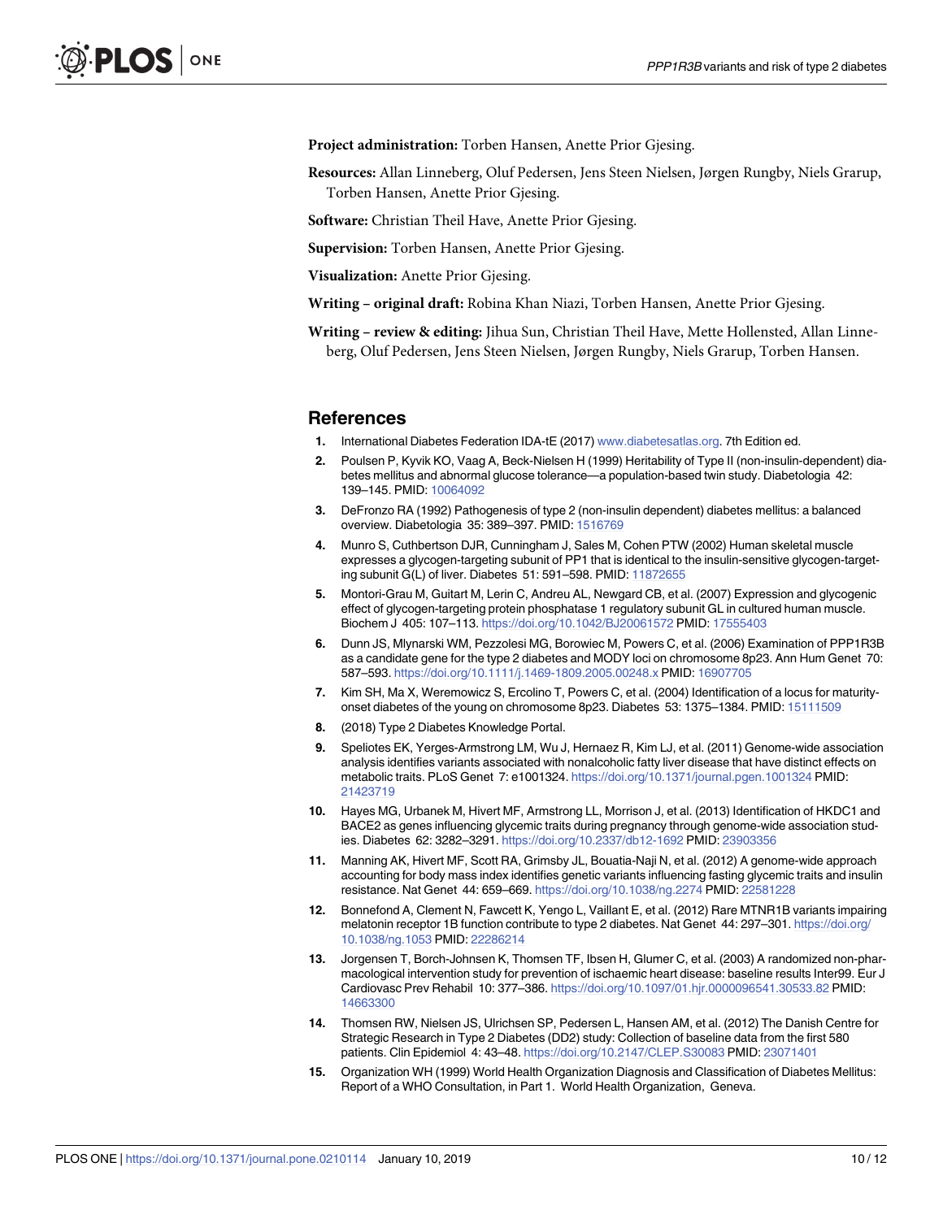**Project administration:** Torben Hansen, Anette Prior Gjesing.

**Resources:** Allan Linneberg, Oluf Pedersen, Jens Steen Nielsen, Jørgen Rungby, Niels Grarup, Torben Hansen, Anette Prior Gjesing.

**Software:** Christian Theil Have, Anette Prior Gjesing.

**Supervision:** Torben Hansen, Anette Prior Gjesing.

**Visualization:** Anette Prior Gjesing.

**Writing – original draft:** Robina Khan Niazi, Torben Hansen, Anette Prior Gjesing.

**Writing – review & editing:** Jihua Sun, Christian Theil Have, Mette Hollensted, Allan Linneberg, Oluf Pedersen, Jens Steen Nielsen, Jørgen Rungby, Niels Grarup, Torben Hansen.

## References

1. International Diabetes Federation IDA-tE (2017) www.diabetesatlas.org. 7th Edition ed.
2. Poulsen P, Kyvik KO, Vaag A, Beck-Nielsen H (1999) Heritability of Type II (non-insulin-dependent) diabetes mellitus and abnormal glucose tolerance—a population-based twin study. Diabetologia 42: 139–145. PMID: 10064092
3. DeFronzo RA (1992) Pathogenesis of type 2 (non-insulin dependent) diabetes mellitus: a balanced overview. Diabetologia 35: 389–397. PMID: 1516769
4. Munro S, Cuthbertson DJR, Cunningham J, Sales M, Cohen PTW (2002) Human skeletal muscle expresses a glycogen-targeting subunit of PP1 that is identical to the insulin-sensitive glycogen-targeting subunit G(L) of liver. Diabetes 51: 591–598. PMID: 11872655
5. Montori-Grau M, Guitart M, Lerin C, Andreu AL, Newgard CB, et al. (2007) Expression and glycogenic effect of glycogen-targeting protein phosphatase 1 regulatory subunit GL in cultured human muscle. Biochem J 405: 107–113. https://doi.org/10.1042/BJ20061572 PMID: 17555403
6. Dunn JS, Mlynarski WM, Pezzolesi MG, Borowiec M, Powers C, et al. (2006) Examination of PPP1R3B as a candidate gene for the type 2 diabetes and MODY loci on chromosome 8p23. Ann Hum Genet 70: 587–593. https://doi.org/10.1111/j.1469-1809.2005.00248.x PMID: 16907705
7. Kim SH, Ma X, Weremowicz S, Ercolino T, Powers C, et al. (2004) Identification of a locus for maturity-onset diabetes of the young on chromosome 8p23. Diabetes 53: 1375–1384. PMID: 15111509
8. (2018) Type 2 Diabetes Knowledge Portal.
9. Speliotes EK, Yerges-Armstrong LM, Wu J, Hernaez R, Kim LJ, et al. (2011) Genome-wide association analysis identifies variants associated with nonalcoholic fatty liver disease that have distinct effects on metabolic traits. PLoS Genet 7: e1001324. https://doi.org/10.1371/journal.pgen.1001324 PMID: 21423719
10. Hayes MG, Urbanek M, Hivert MF, Armstrong LL, Morrison J, et al. (2013) Identification of HKDC1 and BACE2 as genes influencing glycemic traits during pregnancy through genome-wide association studies. Diabetes 62: 3282–3291. https://doi.org/10.2337/db12-1692 PMID: 23903356
11. Manning AK, Hivert MF, Scott RA, Grimsby JL, Bouatia-Naji N, et al. (2012) A genome-wide approach accounting for body mass index identifies genetic variants influencing fasting glycemic traits and insulin resistance. Nat Genet 44: 659–669. https://doi.org/10.1038/ng.2274 PMID: 22581228
12. Bonnefond A, Clement N, Fawcett K, Yengo L, Vaillant E, et al. (2012) Rare MTNR1B variants impairing melatonin receptor 1B function contribute to type 2 diabetes. Nat Genet 44: 297–301. https://doi.org/10.1038/ng.1053 PMID: 22286214
13. Jorgensen T, Borch-Johnsen K, Thomsen TF, Ibsen H, Glumer C, et al. (2003) A randomized non-pharmacological intervention study for prevention of ischaemic heart disease: baseline results Inter99. Eur J Cardiovasc Prev Rehabil 10: 377–386. https://doi.org/10.1097/01.hjr.0000096541.30533.82 PMID: 14663300
14. Thomsen RW, Nielsen JS, Ulrichsen SP, Pedersen L, Hansen AM, et al. (2012) The Danish Centre for Strategic Research in Type 2 Diabetes (DD2) study: Collection of baseline data from the first 580 patients. Clin Epidemiol 4: 43–48. https://doi.org/10.2147/CLEP.S30083 PMID: 23071401
15. Organization WH (1999) World Health Organization Diagnosis and Classification of Diabetes Mellitus: Report of a WHO Consultation, in Part 1. World Health Organization, Geneva.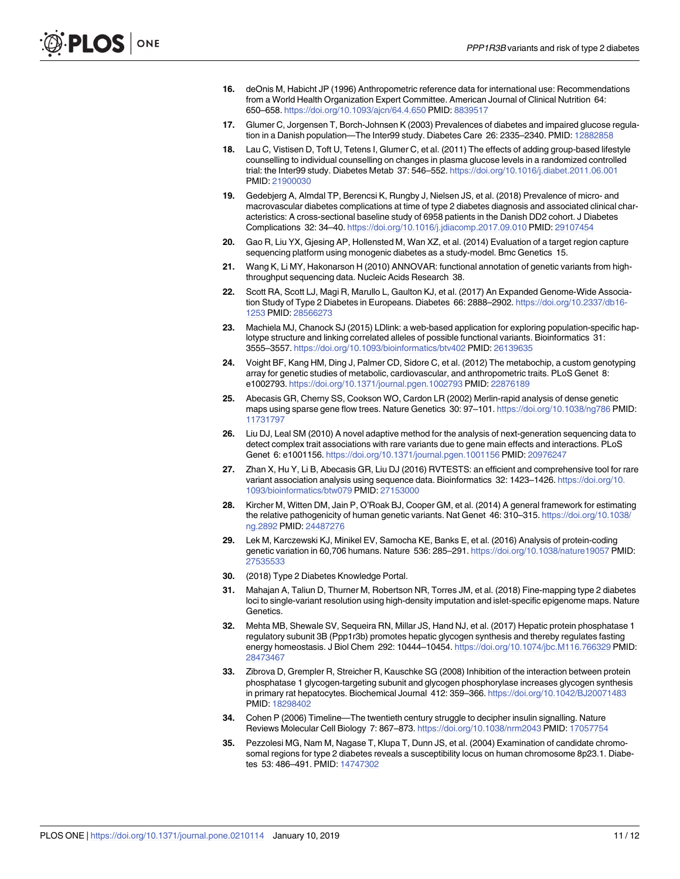16. deOnis M, Habicht JP (1996) Anthropometric reference data for international use: Recommendations from a World Health Organization Expert Committee. American Journal of Clinical Nutrition 64: 650–658. https://doi.org/10.1093/ajcn/64.4.650 PMID: 8839517

17. Glumer C, Jorgensen T, Borch-Johnsen K (2003) Prevalences of diabetes and impaired glucose regulation in a Danish population—The Inter99 study. Diabetes Care 26: 2335–2340. PMID: 12882858

18. Lau C, Vistisen D, Toft U, Tetens I, Glumer C, et al. (2011) The effects of adding group-based lifestyle counselling to individual counselling on changes in plasma glucose levels in a randomized controlled trial: the Inter99 study. Diabetes Metab 37: 546–552. https://doi.org/10.1016/j.diabet.2011.06.001 PMID: 21900030

19. Gedebjerg A, Almdal TP, Berencsi K, Rungby J, Nielsen JS, et al. (2018) Prevalence of micro- and macrovascular diabetes complications at time of type 2 diabetes diagnosis and associated clinical characteristics: A cross-sectional baseline study of 6958 patients in the Danish DD2 cohort. J Diabetes Complications 32: 34–40. https://doi.org/10.1016/j.jdiacomp.2017.09.010 PMID: 29107454

20. Gao R, Liu YX, Gjesing AP, Hollensted M, Wan XZ, et al. (2014) Evaluation of a target region capture sequencing platform using monogenic diabetes as a study-model. Bmc Genetics 15.

21. Wang K, Li MY, Hakonarson H (2010) ANNOVAR: functional annotation of genetic variants from high-throughput sequencing data. Nucleic Acids Research 38.

22. Scott RA, Scott LJ, Magi R, Marullo L, Gaulton KJ, et al. (2017) An Expanded Genome-Wide Association Study of Type 2 Diabetes in Europeans. Diabetes 66: 2888–2902. https://doi.org/10.2337/db16-1253 PMID: 28566273

23. Machiela MJ, Chanock SJ (2015) LDlink: a web-based application for exploring population-specific haplotype structure and linking correlated alleles of possible functional variants. Bioinformatics 31: 3555–3557. https://doi.org/10.1093/bioinformatics/btv402 PMID: 26139635

24. Voight BF, Kang HM, Ding J, Palmer CD, Sidore C, et al. (2012) The metabochip, a custom genotyping array for genetic studies of metabolic, cardiovascular, and anthropometric traits. PLoS Genet 8: e1002793. https://doi.org/10.1371/journal.pgen.1002793 PMID: 22876189

25. Abecasis GR, Cherny SS, Cookson WO, Cardon LR (2002) Merlin-rapid analysis of dense genetic maps using sparse gene flow trees. Nature Genetics 30: 97–101. https://doi.org/10.1038/ng786 PMID: 11731797

26. Liu DJ, Leal SM (2010) A novel adaptive method for the analysis of next-generation sequencing data to detect complex trait associations with rare variants due to gene main effects and interactions. PLoS Genet 6: e1001156. https://doi.org/10.1371/journal.pgen.1001156 PMID: 20976247

27. Zhan X, Hu Y, Li B, Abecasis GR, Liu DJ (2016) RVTESTS: an efficient and comprehensive tool for rare variant association analysis using sequence data. Bioinformatics 32: 1423–1426. https://doi.org/10.1093/bioinformatics/btw079 PMID: 27153000

28. Kircher M, Witten DM, Jain P, O'Roak BJ, Cooper GM, et al. (2014) A general framework for estimating the relative pathogenicity of human genetic variants. Nat Genet 46: 310–315. https://doi.org/10.1038/ng.2892 PMID: 24487276

29. Lek M, Karczewski KJ, Minikel EV, Samocha KE, Banks E, et al. (2016) Analysis of protein-coding genetic variation in 60,706 humans. Nature 536: 285–291. https://doi.org/10.1038/nature19057 PMID: 27535533

30. (2018) Type 2 Diabetes Knowledge Portal.

31. Mahajan A, Taliun D, Thurner M, Robertson NR, Torres JM, et al. (2018) Fine-mapping type 2 diabetes loci to single-variant resolution using high-density imputation and islet-specific epigenome maps. Nature Genetics.

32. Mehta MB, Shewale SV, Sequeira RN, Millar JS, Hand NJ, et al. (2017) Hepatic protein phosphatase 1 regulatory subunit 3B (Ppp1r3b) promotes hepatic glycogen synthesis and thereby regulates fasting energy homeostasis. J Biol Chem 292: 10444–10454. https://doi.org/10.1074/jbc.M116.766329 PMID: 28473467

33. Zibrova D, Grempler R, Streicher R, Kauschke SG (2008) Inhibition of the interaction between protein phosphatase 1 glycogen-targeting subunit and glycogen phosphorylase increases glycogen synthesis in primary rat hepatocytes. Biochemical Journal 412: 359–366. https://doi.org/10.1042/BJ20071483 PMID: 18298402

34. Cohen P (2006) Timeline—The twentieth century struggle to decipher insulin signalling. Nature Reviews Molecular Cell Biology 7: 867–873. https://doi.org/10.1038/nrm2043 PMID: 17057754

35. Pezzolesi MG, Nam M, Nagase T, Klupa T, Dunn JS, et al. (2004) Examination of candidate chromosomal regions for type 2 diabetes reveals a susceptibility locus on human chromosome 8p23.1. Diabetes 53: 486–491. PMID: 14747302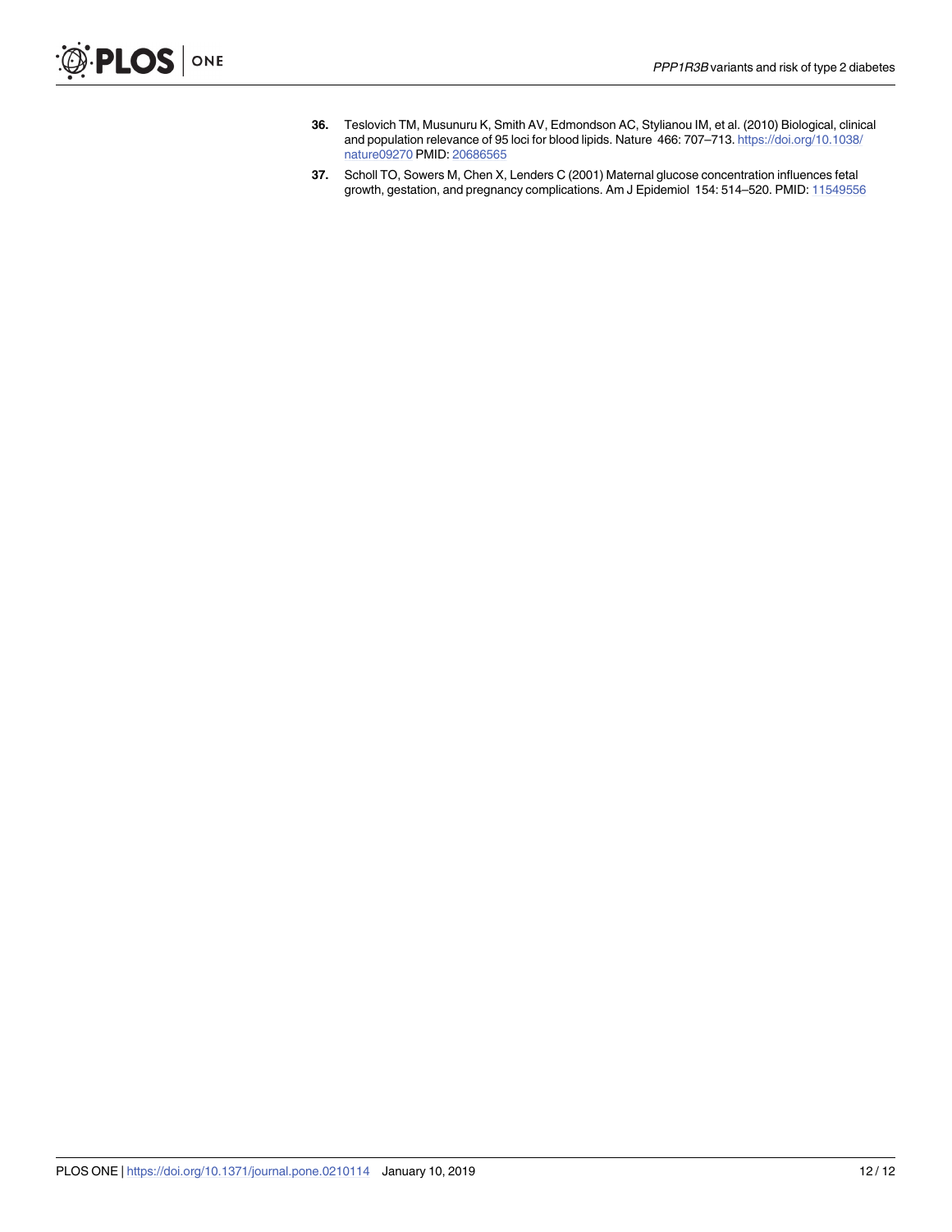36. Teslovich TM, Musunuru K, Smith AV, Edmondson AC, Stylianou IM, et al. (2010) Biological, clinical and population relevance of 95 loci for blood lipids. Nature 466: 707–713. https://doi.org/10.1038/nature09270 PMID: 20686565

37. Scholl TO, Sowers M, Chen X, Lenders C (2001) Maternal glucose concentration influences fetal growth, gestation, and pregnancy complications. Am J Epidemiol 154: 514–520. PMID: 11549556